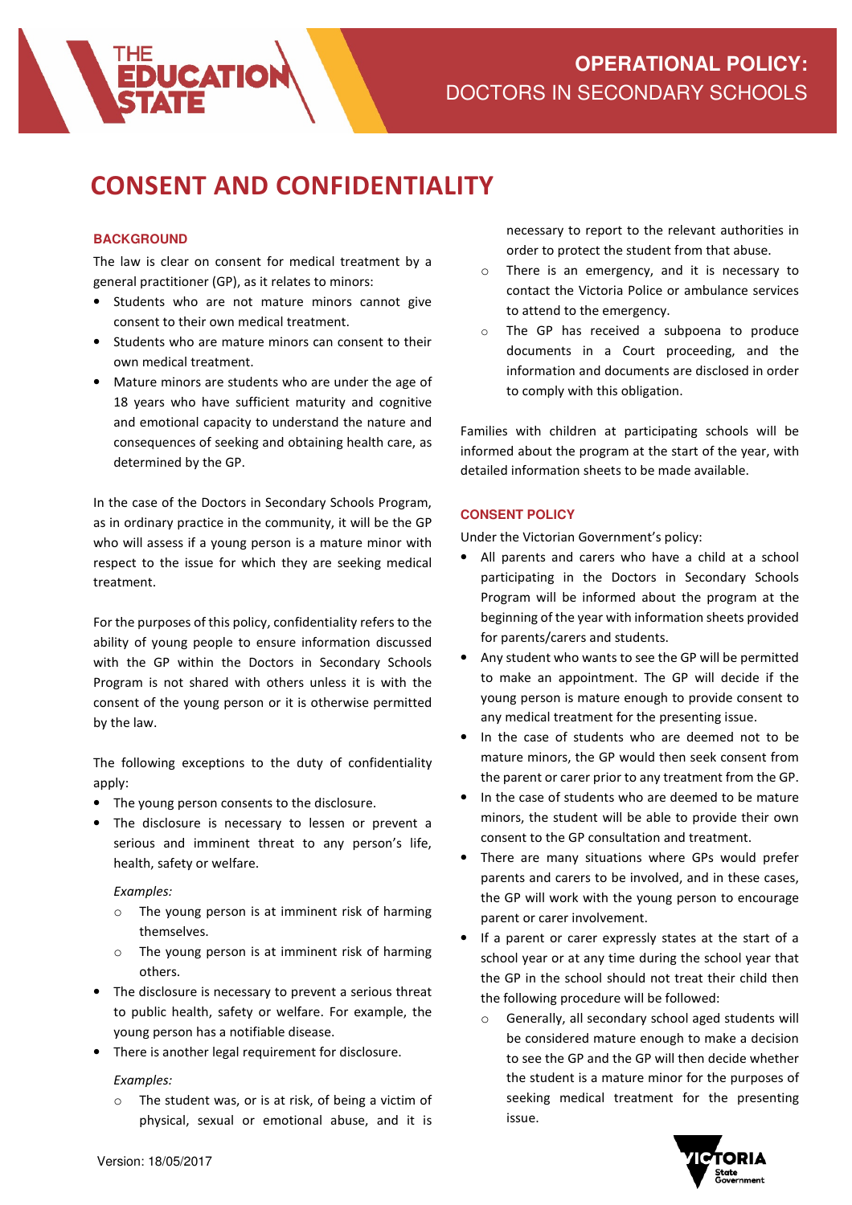# OPERATIONAL POLICY: DOCTORS IN SECONDARY SCHOOLS

## CONSENT AND CONFIDENTIALITY

### BACKGROUND

The law is clear on consent for medical treatment by a general practitioner (GP), as it relates to minors:

- Students who are not mature minors cannot give consent to their own medical treatment.
- Students who are mature minors can consent to their own medical treatment.
- Mature minors are students who are under the age of 18 years who have sufficient maturity and cognitive and emotional capacity to understand the nature and consequences of seeking and obtaining health care, as determined by the GP.

In the case of the Doctors in Secondary Schools Program, as in ordinary practice in the community, it will be the GP who will assess if a young person is a mature minor with respect to the issue for which they are seeking medical treatment.

For the purposes of this policy, confidentiality refers to the ability of young people to ensure information discussed with the GP within the Doctors in Secondary Schools Program is not shared with others unless it is with the consent of the young person or it is otherwise permitted by the law.

The following exceptions to the duty of confidentiality apply:

- The young person consents to the disclosure.
- The disclosure is necessary to lessen or prevent a serious and imminent threat to any person's life, health, safety or welfare.

  *Examples:*
  - The young person is at imminent risk of harming themselves.
  - The young person is at imminent risk of harming others.
- The disclosure is necessary to prevent a serious threat to public health, safety or welfare. For example, the young person has a notifiable disease.
- There is another legal requirement for disclosure.

  *Examples:*
  - The student was, or is at risk, of being a victim of physical, sexual or emotional abuse, and it is necessary to report to the relevant authorities in order to protect the student from that abuse.
  - There is an emergency, and it is necessary to contact the Victoria Police or ambulance services to attend to the emergency.
  - The GP has received a subpoena to produce documents in a Court proceeding, and the information and documents are disclosed in order to comply with this obligation.

Families with children at participating schools will be informed about the program at the start of the year, with detailed information sheets to be made available.

### CONSENT POLICY

Under the Victorian Government's policy:

- All parents and carers who have a child at a school participating in the Doctors in Secondary Schools Program will be informed about the program at the beginning of the year with information sheets provided for parents/carers and students.
- Any student who wants to see the GP will be permitted to make an appointment. The GP will decide if the young person is mature enough to provide consent to any medical treatment for the presenting issue.
- In the case of students who are deemed not to be mature minors, the GP would then seek consent from the parent or carer prior to any treatment from the GP.
- In the case of students who are deemed to be mature minors, the student will be able to provide their own consent to the GP consultation and treatment.
- There are many situations where GPs would prefer parents and carers to be involved, and in these cases, the GP will work with the young person to encourage parent or carer involvement.
- If a parent or carer expressly states at the start of a school year or at any time during the school year that the GP in the school should not treat their child then the following procedure will be followed:
  - Generally, all secondary school aged students will be considered mature enough to make a decision to see the GP and the GP will then decide whether the student is a mature minor for the purposes of seeking medical treatment for the presenting issue.

Version: 18/05/2017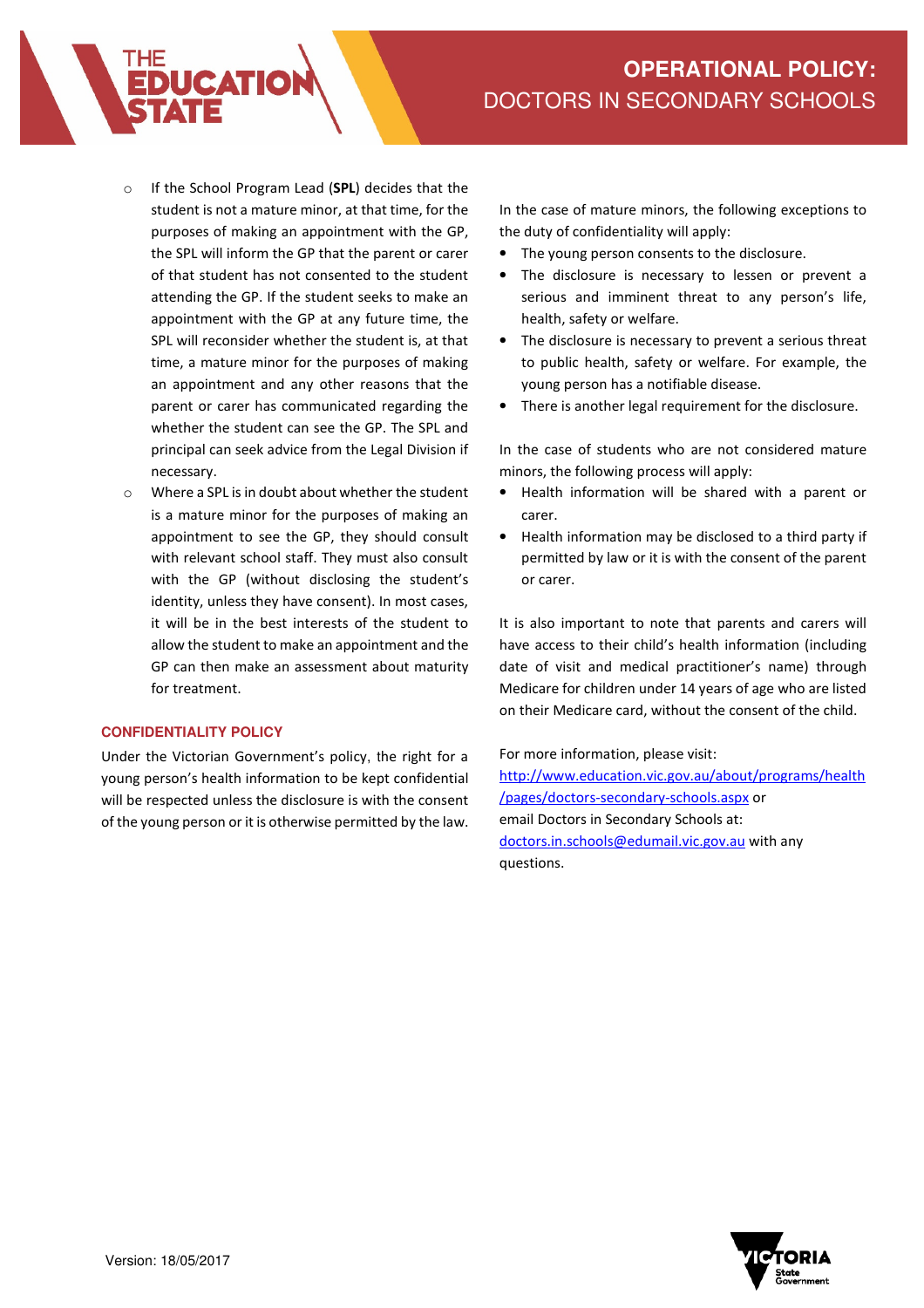- If the School Program Lead (**SPL**) decides that the student is not a mature minor, at that time, for the purposes of making an appointment with the GP, the SPL will inform the GP that the parent or carer of that student has not consented to the student attending the GP. If the student seeks to make an appointment with the GP at any future time, the SPL will reconsider whether the student is, at that time, a mature minor for the purposes of making an appointment and any other reasons that the parent or carer has communicated regarding the whether the student can see the GP. The SPL and principal can seek advice from the Legal Division if necessary.
- Where a SPL is in doubt about whether the student is a mature minor for the purposes of making an appointment to see the GP, they should consult with relevant school staff. They must also consult with the GP (without disclosing the student's identity, unless they have consent). In most cases, it will be in the best interests of the student to allow the student to make an appointment and the GP can then make an assessment about maturity for treatment.

## CONFIDENTIALITY POLICY

Under the Victorian Government's policy, the right for a young person's health information to be kept confidential will be respected unless the disclosure is with the consent of the young person or it is otherwise permitted by the law.

In the case of mature minors, the following exceptions to the duty of confidentiality will apply:

- The young person consents to the disclosure.
- The disclosure is necessary to lessen or prevent a serious and imminent threat to any person's life, health, safety or welfare.
- The disclosure is necessary to prevent a serious threat to public health, safety or welfare. For example, the young person has a notifiable disease.
- There is another legal requirement for the disclosure.

In the case of students who are not considered mature minors, the following process will apply:

- Health information will be shared with a parent or carer.
- Health information may be disclosed to a third party if permitted by law or it is with the consent of the parent or carer.

It is also important to note that parents and carers will have access to their child's health information (including date of visit and medical practitioner's name) through Medicare for children under 14 years of age who are listed on their Medicare card, without the consent of the child.

For more information, please visit:
http://www.education.vic.gov.au/about/programs/health/pages/doctors-secondary-schools.aspx or
email Doctors in Secondary Schools at:
doctors.in.schools@edumail.vic.gov.au with any questions.

Version: 18/05/2017